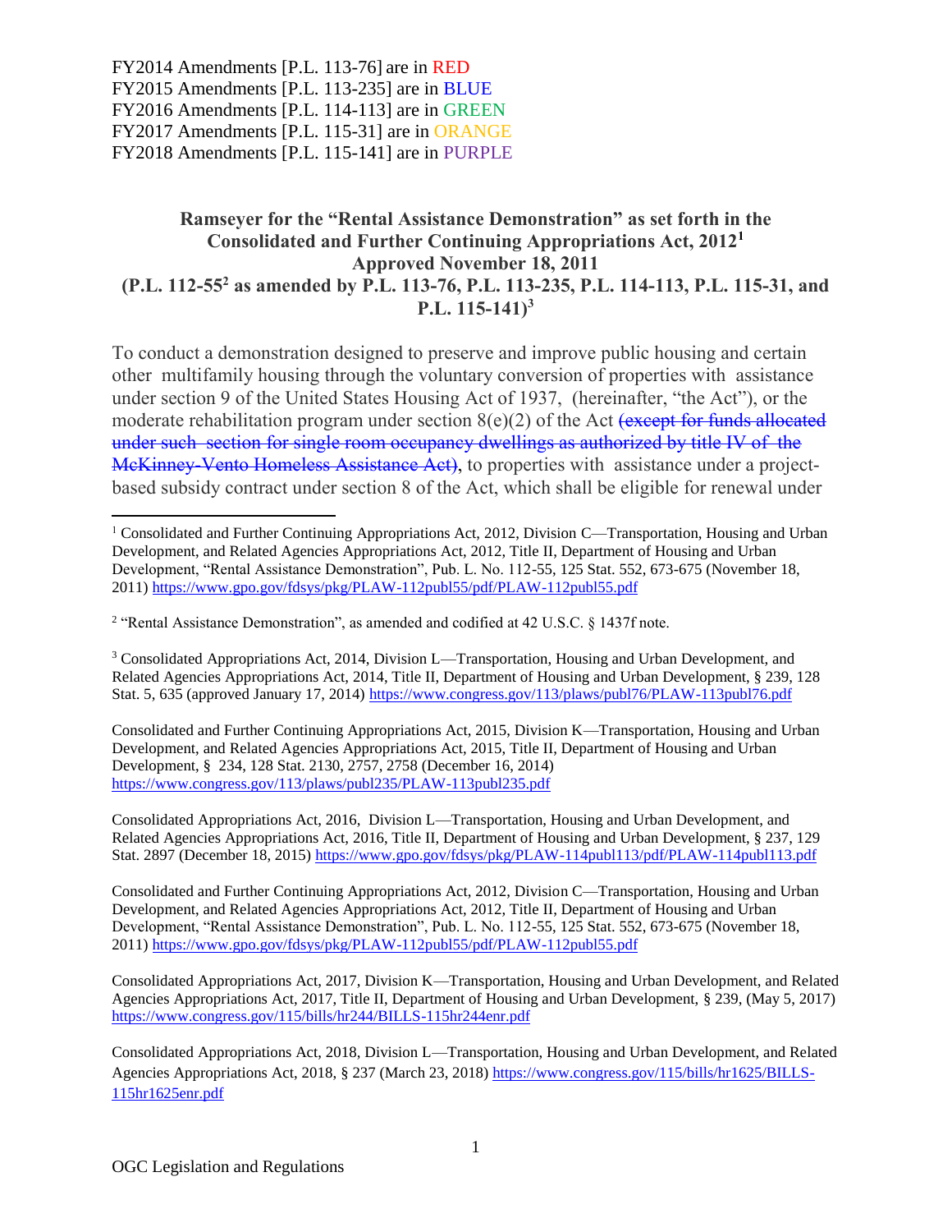FY2014 Amendments [P.L. 113-76] are in RED
FY2015 Amendments [P.L. 113-235] are in BLUE
FY2016 Amendments [P.L. 114-113] are in GREEN
FY2017 Amendments [P.L. 115-31] are in ORANGE
FY2018 Amendments [P.L. 115-141] are in PURPLE

# Ramseyer for the "Rental Assistance Demonstration" as set forth in the Consolidated and Further Continuing Appropriations Act, 2012[1] Approved November 18, 2011 (P.L. 112-55[2] as amended by P.L. 113-76, P.L. 113-235, P.L. 114-113, P.L. 115-31, and P.L. 115-141)[3]

To conduct a demonstration designed to preserve and improve public housing and certain other multifamily housing through the voluntary conversion of properties with assistance under section 9 of the United States Housing Act of 1937, (hereinafter, "the Act"), or the moderate rehabilitation program under section 8(e)(2) of the Act ~~(except for funds allocated under such section for single room occupancy dwellings as authorized by title IV of the McKinney-Vento Homeless Assistance Act)~~, to properties with assistance under a project-based subsidy contract under section 8 of the Act, which shall be eligible for renewal under

---

[1] Consolidated and Further Continuing Appropriations Act, 2012, Division C—Transportation, Housing and Urban Development, and Related Agencies Appropriations Act, 2012, Title II, Department of Housing and Urban Development, "Rental Assistance Demonstration", Pub. L. No. 112-55, 125 Stat. 552, 673-675 (November 18, 2011) https://www.gpo.gov/fdsys/pkg/PLAW-112publ55/pdf/PLAW-112publ55.pdf

[2] "Rental Assistance Demonstration", as amended and codified at 42 U.S.C. § 1437f note.

[3] Consolidated Appropriations Act, 2014, Division L—Transportation, Housing and Urban Development, and Related Agencies Appropriations Act, 2014, Title II, Department of Housing and Urban Development, § 239, 128 Stat. 5, 635 (approved January 17, 2014) https://www.congress.gov/113/plaws/publ76/PLAW-113publ76.pdf

Consolidated and Further Continuing Appropriations Act, 2015, Division K—Transportation, Housing and Urban Development, and Related Agencies Appropriations Act, 2015, Title II, Department of Housing and Urban Development, § 234, 128 Stat. 2130, 2757, 2758 (December 16, 2014) https://www.congress.gov/113/plaws/publ235/PLAW-113publ235.pdf

Consolidated Appropriations Act, 2016, Division L—Transportation, Housing and Urban Development, and Related Agencies Appropriations Act, 2016, Title II, Department of Housing and Urban Development, § 237, 129 Stat. 2897 (December 18, 2015) https://www.gpo.gov/fdsys/pkg/PLAW-114publ113/pdf/PLAW-114publ113.pdf

Consolidated and Further Continuing Appropriations Act, 2012, Division C—Transportation, Housing and Urban Development, and Related Agencies Appropriations Act, 2012, Title II, Department of Housing and Urban Development, "Rental Assistance Demonstration", Pub. L. No. 112-55, 125 Stat. 552, 673-675 (November 18, 2011) https://www.gpo.gov/fdsys/pkg/PLAW-112publ55/pdf/PLAW-112publ55.pdf

Consolidated Appropriations Act, 2017, Division K—Transportation, Housing and Urban Development, and Related Agencies Appropriations Act, 2017, Title II, Department of Housing and Urban Development, § 239, (May 5, 2017) https://www.congress.gov/115/bills/hr244/BILLS-115hr244enr.pdf

Consolidated Appropriations Act, 2018, Division L—Transportation, Housing and Urban Development, and Related Agencies Appropriations Act, 2018, § 237 (March 23, 2018) https://www.congress.gov/115/bills/hr1625/BILLS-115hr1625enr.pdf

OGC Legislation and Regulations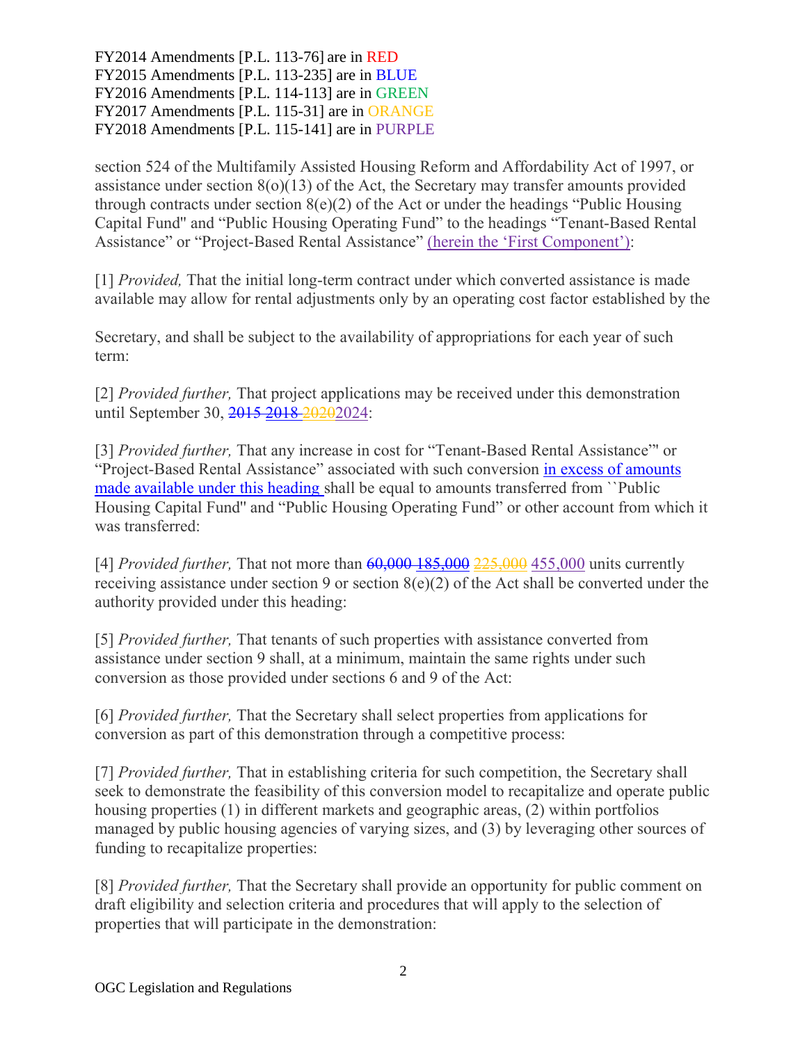FY2014 Amendments [P.L. 113-76] are in RED
FY2015 Amendments [P.L. 113-235] are in BLUE
FY2016 Amendments [P.L. 114-113] are in GREEN
FY2017 Amendments [P.L. 115-31] are in ORANGE
FY2018 Amendments [P.L. 115-141] are in PURPLE

section 524 of the Multifamily Assisted Housing Reform and Affordability Act of 1997, or assistance under section 8(o)(13) of the Act, the Secretary may transfer amounts provided through contracts under section 8(e)(2) of the Act or under the headings "Public Housing Capital Fund" and "Public Housing Operating Fund" to the headings "Tenant-Based Rental Assistance" or "Project-Based Rental Assistance" <u>(herein the 'First Component')</u>:

[1] *Provided,* That the initial long-term contract under which converted assistance is made available may allow for rental adjustments only by an operating cost factor established by the Secretary, and shall be subject to the availability of appropriations for each year of such term:

[2] *Provided further,* That project applications may be received under this demonstration until September 30, ~~2015~~ ~~2018~~ ~~2020~~2024:

[3] *Provided further,* That any increase in cost for "Tenant-Based Rental Assistance"' or "Project-Based Rental Assistance" associated with such conversion <u>in excess of amounts made available under this heading</u> shall be equal to amounts transferred from ``Public Housing Capital Fund'' and "Public Housing Operating Fund" or other account from which it was transferred:

[4] *Provided further,* That not more than ~~60,000~~ ~~185,000~~ ~~225,000~~ <u>455,000</u> units currently receiving assistance under section 9 or section 8(e)(2) of the Act shall be converted under the authority provided under this heading:

[5] *Provided further,* That tenants of such properties with assistance converted from assistance under section 9 shall, at a minimum, maintain the same rights under such conversion as those provided under sections 6 and 9 of the Act:

[6] *Provided further,* That the Secretary shall select properties from applications for conversion as part of this demonstration through a competitive process:

[7] *Provided further,* That in establishing criteria for such competition, the Secretary shall seek to demonstrate the feasibility of this conversion model to recapitalize and operate public housing properties (1) in different markets and geographic areas, (2) within portfolios managed by public housing agencies of varying sizes, and (3) by leveraging other sources of funding to recapitalize properties:

[8] *Provided further,* That the Secretary shall provide an opportunity for public comment on draft eligibility and selection criteria and procedures that will apply to the selection of properties that will participate in the demonstration: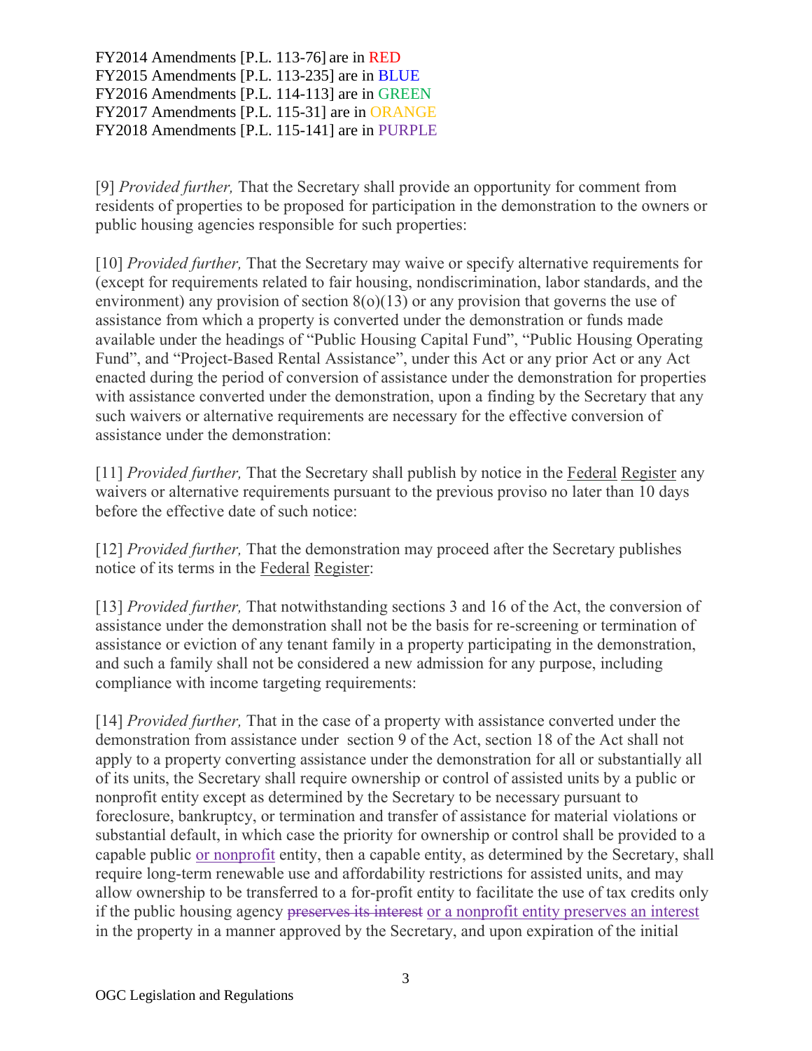FY2014 Amendments [P.L. 113-76] are in RED
FY2015 Amendments [P.L. 113-235] are in BLUE
FY2016 Amendments [P.L. 114-113] are in GREEN
FY2017 Amendments [P.L. 115-31] are in ORANGE
FY2018 Amendments [P.L. 115-141] are in PURPLE

[9] *Provided further,* That the Secretary shall provide an opportunity for comment from residents of properties to be proposed for participation in the demonstration to the owners or public housing agencies responsible for such properties:

[10] *Provided further,* That the Secretary may waive or specify alternative requirements for (except for requirements related to fair housing, nondiscrimination, labor standards, and the environment) any provision of section 8(o)(13) or any provision that governs the use of assistance from which a property is converted under the demonstration or funds made available under the headings of "Public Housing Capital Fund", "Public Housing Operating Fund", and "Project-Based Rental Assistance", under this Act or any prior Act or any Act enacted during the period of conversion of assistance under the demonstration for properties with assistance converted under the demonstration, upon a finding by the Secretary that any such waivers or alternative requirements are necessary for the effective conversion of assistance under the demonstration:

[11] *Provided further,* That the Secretary shall publish by notice in the Federal Register any waivers or alternative requirements pursuant to the previous proviso no later than 10 days before the effective date of such notice:

[12] *Provided further,* That the demonstration may proceed after the Secretary publishes notice of its terms in the Federal Register:

[13] *Provided further,* That notwithstanding sections 3 and 16 of the Act, the conversion of assistance under the demonstration shall not be the basis for re-screening or termination of assistance or eviction of any tenant family in a property participating in the demonstration, and such a family shall not be considered a new admission for any purpose, including compliance with income targeting requirements:

[14] *Provided further,* That in the case of a property with assistance converted under the demonstration from assistance under section 9 of the Act, section 18 of the Act shall not apply to a property converting assistance under the demonstration for all or substantially all of its units, the Secretary shall require ownership or control of assisted units by a public or nonprofit entity except as determined by the Secretary to be necessary pursuant to foreclosure, bankruptcy, or termination and transfer of assistance for material violations or substantial default, in which case the priority for ownership or control shall be provided to a capable public or nonprofit entity, then a capable entity, as determined by the Secretary, shall require long-term renewable use and affordability restrictions for assisted units, and may allow ownership to be transferred to a for-profit entity to facilitate the use of tax credits only if the public housing agency ~~preserves its interest~~ or a nonprofit entity preserves an interest in the property in a manner approved by the Secretary, and upon expiration of the initial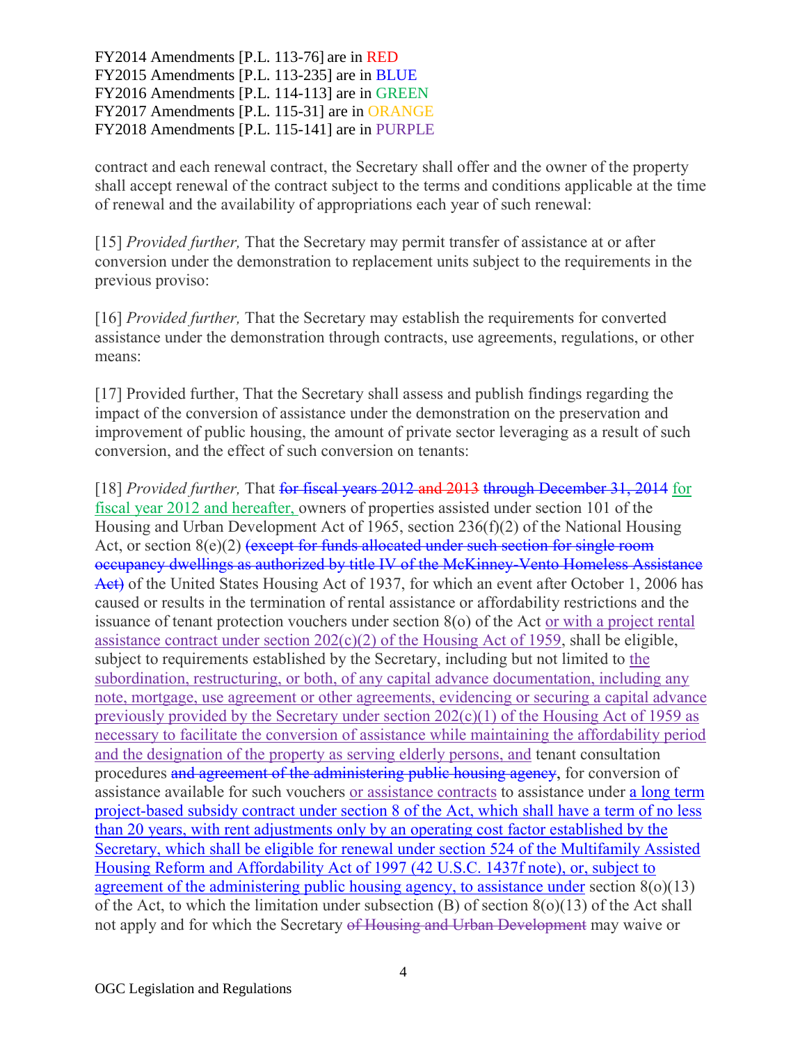FY2014 Amendments [P.L. 113-76] are in RED
FY2015 Amendments [P.L. 113-235] are in BLUE
FY2016 Amendments [P.L. 114-113] are in GREEN
FY2017 Amendments [P.L. 115-31] are in ORANGE
FY2018 Amendments [P.L. 115-141] are in PURPLE

contract and each renewal contract, the Secretary shall offer and the owner of the property shall accept renewal of the contract subject to the terms and conditions applicable at the time of renewal and the availability of appropriations each year of such renewal:

[15] *Provided further,* That the Secretary may permit transfer of assistance at or after conversion under the demonstration to replacement units subject to the requirements in the previous proviso:

[16] *Provided further,* That the Secretary may establish the requirements for converted assistance under the demonstration through contracts, use agreements, regulations, or other means:

[17] Provided further, That the Secretary shall assess and publish findings regarding the impact of the conversion of assistance under the demonstration on the preservation and improvement of public housing, the amount of private sector leveraging as a result of such conversion, and the effect of such conversion on tenants:

[18] *Provided further,* That ~~for fiscal years 2012 and 2013 through December 31, 2014~~ for fiscal year 2012 and hereafter, owners of properties assisted under section 101 of the Housing and Urban Development Act of 1965, section 236(f)(2) of the National Housing Act, or section 8(e)(2) ~~(except for funds allocated under such section for single room occupancy dwellings as authorized by title IV of the McKinney-Vento Homeless Assistance Act)~~ of the United States Housing Act of 1937, for which an event after October 1, 2006 has caused or results in the termination of rental assistance or affordability restrictions and the issuance of tenant protection vouchers under section 8(o) of the Act or with a project rental assistance contract under section 202(c)(2) of the Housing Act of 1959, shall be eligible, subject to requirements established by the Secretary, including but not limited to the subordination, restructuring, or both, of any capital advance documentation, including any note, mortgage, use agreement or other agreements, evidencing or securing a capital advance previously provided by the Secretary under section 202(c)(1) of the Housing Act of 1959 as necessary to facilitate the conversion of assistance while maintaining the affordability period and the designation of the property as serving elderly persons, and tenant consultation procedures ~~and agreement of the administering public housing agency~~, for conversion of assistance available for such vouchers or assistance contracts to assistance under a long term project-based subsidy contract under section 8 of the Act, which shall have a term of no less than 20 years, with rent adjustments only by an operating cost factor established by the Secretary, which shall be eligible for renewal under section 524 of the Multifamily Assisted Housing Reform and Affordability Act of 1997 (42 U.S.C. 1437f note), or, subject to agreement of the administering public housing agency, to assistance under section 8(o)(13) of the Act, to which the limitation under subsection (B) of section 8(o)(13) of the Act shall not apply and for which the Secretary ~~of Housing and Urban Development~~ may waive or

OGC Legislation and Regulations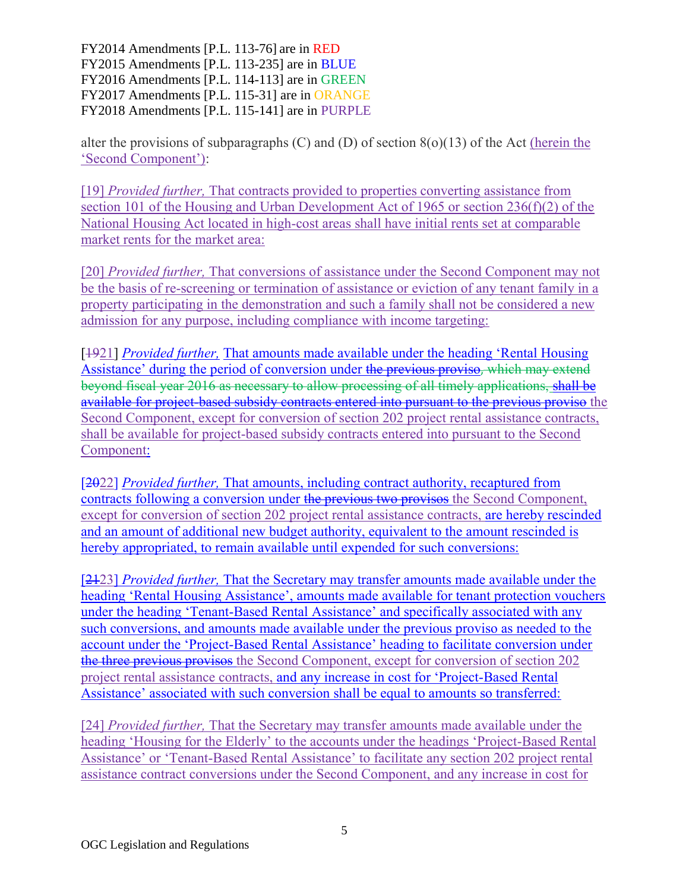FY2014 Amendments [P.L. 113-76] are in RED
FY2015 Amendments [P.L. 113-235] are in BLUE
FY2016 Amendments [P.L. 114-113] are in GREEN
FY2017 Amendments [P.L. 115-31] are in ORANGE
FY2018 Amendments [P.L. 115-141] are in PURPLE

alter the provisions of subparagraphs (C) and (D) of section 8(o)(13) of the Act (herein the 'Second Component'):

[19] *Provided further,* That contracts provided to properties converting assistance from section 101 of the Housing and Urban Development Act of 1965 or section 236(f)(2) of the National Housing Act located in high-cost areas shall have initial rents set at comparable market rents for the market area:

[20] *Provided further,* That conversions of assistance under the Second Component may not be the basis of re-screening or termination of assistance or eviction of any tenant family in a property participating in the demonstration and such a family shall not be considered a new admission for any purpose, including compliance with income targeting:

[~~19~~21] *Provided further,* That amounts made available under the heading 'Rental Housing Assistance' during the period of conversion under ~~the previous proviso~~~~, which may extend beyond fiscal year 2016 as necessary to allow processing of all timely applications,~~ ~~shall be available for project-based subsidy contracts entered into pursuant to the previous proviso~~ the Second Component, except for conversion of section 202 project rental assistance contracts, shall be available for project-based subsidy contracts entered into pursuant to the Second Component:

[~~20~~22] *Provided further,* That amounts, including contract authority, recaptured from contracts following a conversion under ~~the previous two provisos~~ the Second Component, except for conversion of section 202 project rental assistance contracts, are hereby rescinded and an amount of additional new budget authority, equivalent to the amount rescinded is hereby appropriated, to remain available until expended for such conversions:

[~~21~~23] *Provided further,* That the Secretary may transfer amounts made available under the heading 'Rental Housing Assistance', amounts made available for tenant protection vouchers under the heading 'Tenant-Based Rental Assistance' and specifically associated with any such conversions, and amounts made available under the previous proviso as needed to the account under the 'Project-Based Rental Assistance' heading to facilitate conversion under ~~the three previous provisos~~ the Second Component, except for conversion of section 202 project rental assistance contracts, and any increase in cost for 'Project-Based Rental Assistance' associated with such conversion shall be equal to amounts so transferred:

[24] *Provided further,* That the Secretary may transfer amounts made available under the heading 'Housing for the Elderly' to the accounts under the headings 'Project-Based Rental Assistance' or 'Tenant-Based Rental Assistance' to facilitate any section 202 project rental assistance contract conversions under the Second Component, and any increase in cost for

OGC Legislation and Regulations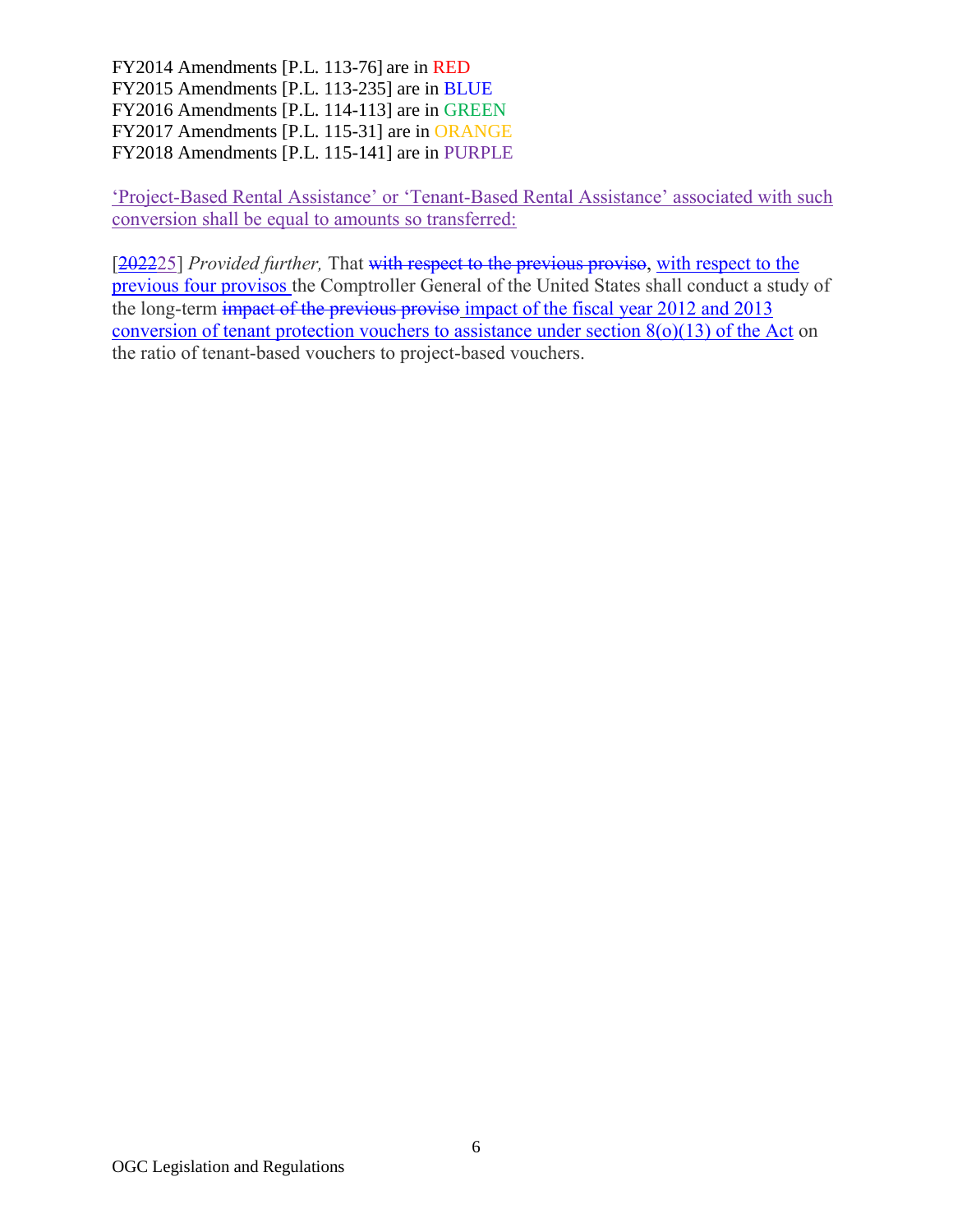FY2014 Amendments [P.L. 113-76] are in RED
FY2015 Amendments [P.L. 113-235] are in BLUE
FY2016 Amendments [P.L. 114-113] are in GREEN
FY2017 Amendments [P.L. 115-31] are in ORANGE
FY2018 Amendments [P.L. 115-141] are in PURPLE

'Project-Based Rental Assistance' or 'Tenant-Based Rental Assistance' associated with such conversion shall be equal to amounts so transferred:

[~~2022~~25] *Provided further,* That ~~with respect to the previous proviso~~, with respect to the previous four provisos the Comptroller General of the United States shall conduct a study of the long-term ~~impact of the previous proviso~~ impact of the fiscal year 2012 and 2013 conversion of tenant protection vouchers to assistance under section 8(o)(13) of the Act on the ratio of tenant-based vouchers to project-based vouchers.

OGC Legislation and Regulations